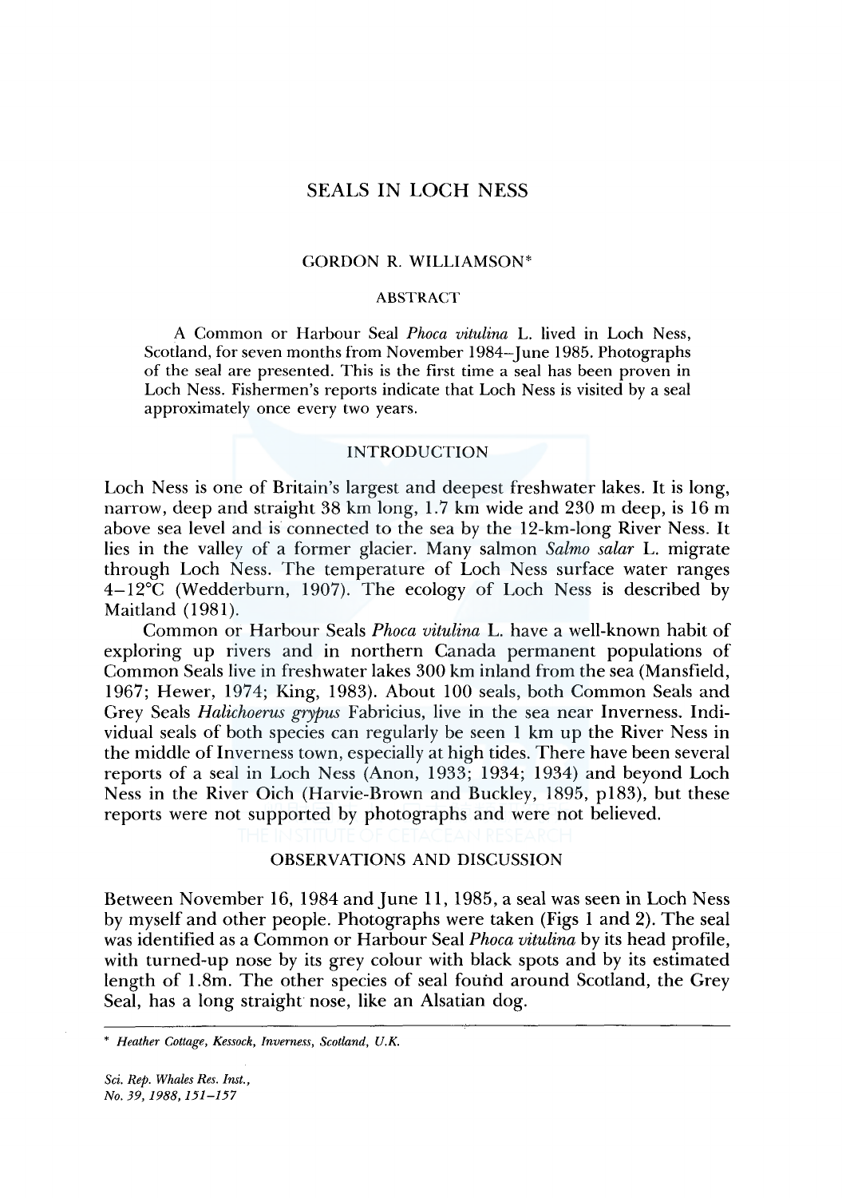# SEALS IN LOCH NESS

GORDON R. WILLIAMSON*

## ABSTRACT

A Common or Harbour Seal *Phoca vitulina* L. lived in Loch Ness, Scotland, for seven months from November 1984–June 1985. Photographs of the seal are presented. This is the first time a seal has been proven in Loch Ness. Fishermen's reports indicate that Loch Ness is visited by a seal approximately once every two years.

## INTRODUCTION

Loch Ness is one of Britain's largest and deepest freshwater lakes. It is long, narrow, deep and straight 38 km long, 1.7 km wide and 230 m deep, is 16 m above sea level and is connected to the sea by the 12-km-long River Ness. It lies in the valley of a former glacier. Many salmon *Salmo salar* L. migrate through Loch Ness. The temperature of Loch Ness surface water ranges 4–12°C (Wedderburn, 1907). The ecology of Loch Ness is described by Maitland (1981).

Common or Harbour Seals *Phoca vitulina* L. have a well-known habit of exploring up rivers and in northern Canada permanent populations of Common Seals live in freshwater lakes 300 km inland from the sea (Mansfield, 1967; Hewer, 1974; King, 1983). About 100 seals, both Common Seals and Grey Seals *Halichoerus grypus* Fabricius, live in the sea near Inverness. Individual seals of both species can regularly be seen 1 km up the River Ness in the middle of Inverness town, especially at high tides. There have been several reports of a seal in Loch Ness (Anon, 1933; 1934; 1934) and beyond Loch Ness in the River Oich (Harvie-Brown and Buckley, 1895, p183), but these reports were not supported by photographs and were not believed.

## OBSERVATIONS AND DISCUSSION

Between November 16, 1984 and June 11, 1985, a seal was seen in Loch Ness by myself and other people. Photographs were taken (Figs 1 and 2). The seal was identified as a Common or Harbour Seal *Phoca vitulina* by its head profile, with turned-up nose by its grey colour with black spots and by its estimated length of 1.8m. The other species of seal found around Scotland, the Grey Seal, has a long straight nose, like an Alsatian dog.

---

\* *Heather Cottage, Kessock, Inverness, Scotland, U.K.*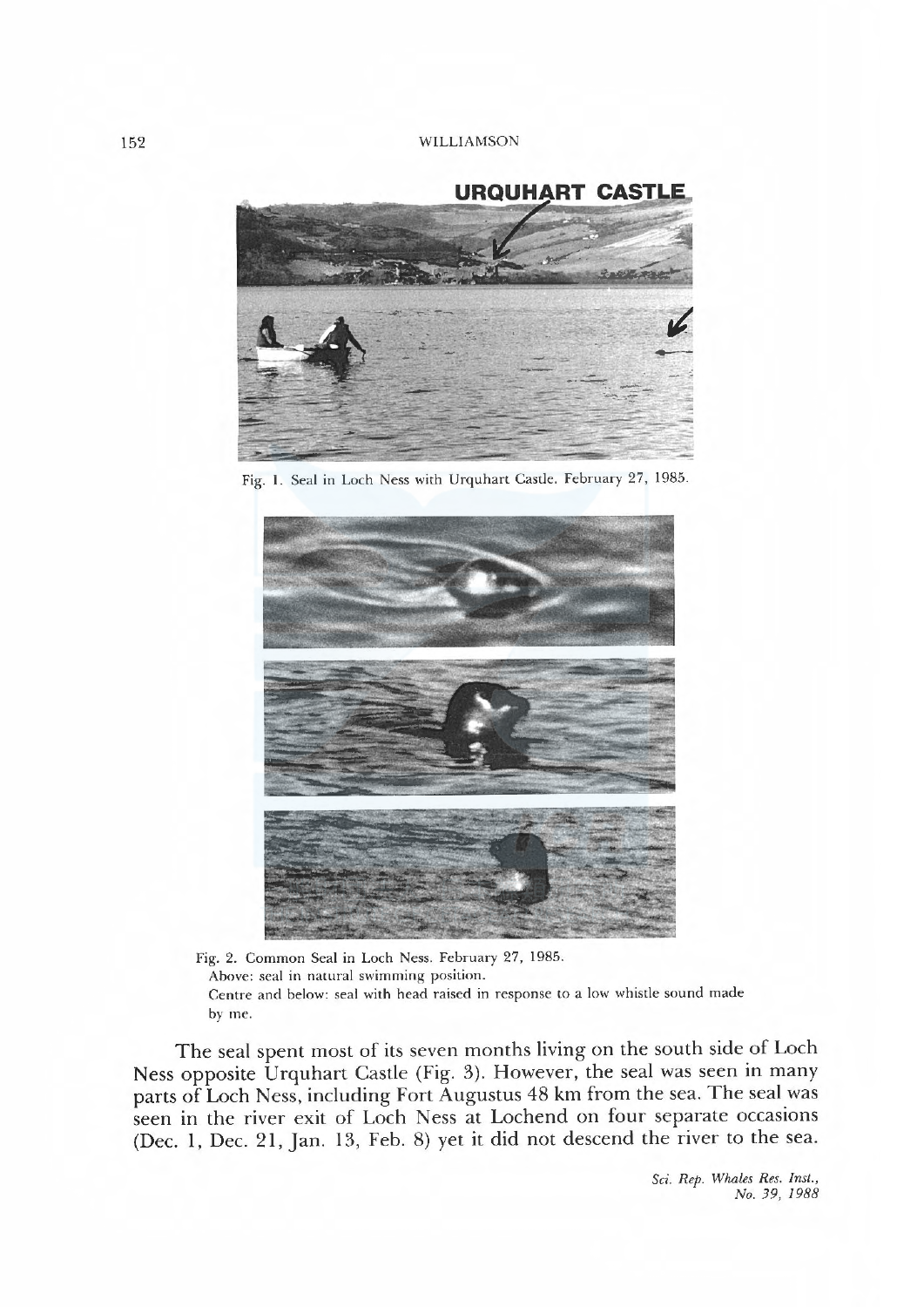Fig. 1. Seal in Loch Ness with Urquhart Castle. February 27, 1985.

Fig. 2. Common Seal in Loch Ness. February 27, 1985.
Above: seal in natural swimming position.
Centre and below: seal with head raised in response to a low whistle sound made by me.

The seal spent most of its seven months living on the south side of Loch Ness opposite Urquhart Castle (Fig. 3). However, the seal was seen in many parts of Loch Ness, including Fort Augustus 48 km from the sea. The seal was seen in the river exit of Loch Ness at Lochend on four separate occasions (Dec. 1, Dec. 21, Jan. 13, Feb. 8) yet it did not descend the river to the sea.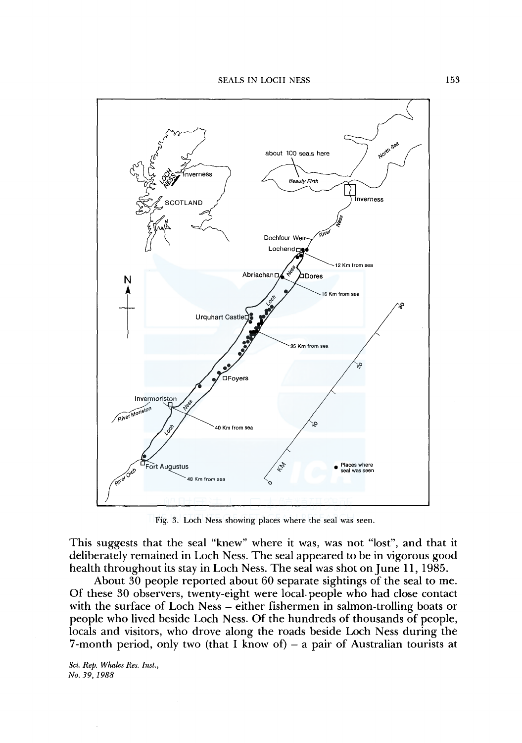Fig. 3. Loch Ness showing places where the seal was seen.

This suggests that the seal "knew" where it was, was not "lost", and that it deliberately remained in Loch Ness. The seal appeared to be in vigorous good health throughout its stay in Loch Ness. The seal was shot on June 11, 1985.

About 30 people reported about 60 separate sightings of the seal to me. Of these 30 observers, twenty-eight were local people who had close contact with the surface of Loch Ness – either fishermen in salmon-trolling boats or people who lived beside Loch Ness. Of the hundreds of thousands of people, locals and visitors, who drove along the roads beside Loch Ness during the 7-month period, only two (that I know of) – a pair of Australian tourists at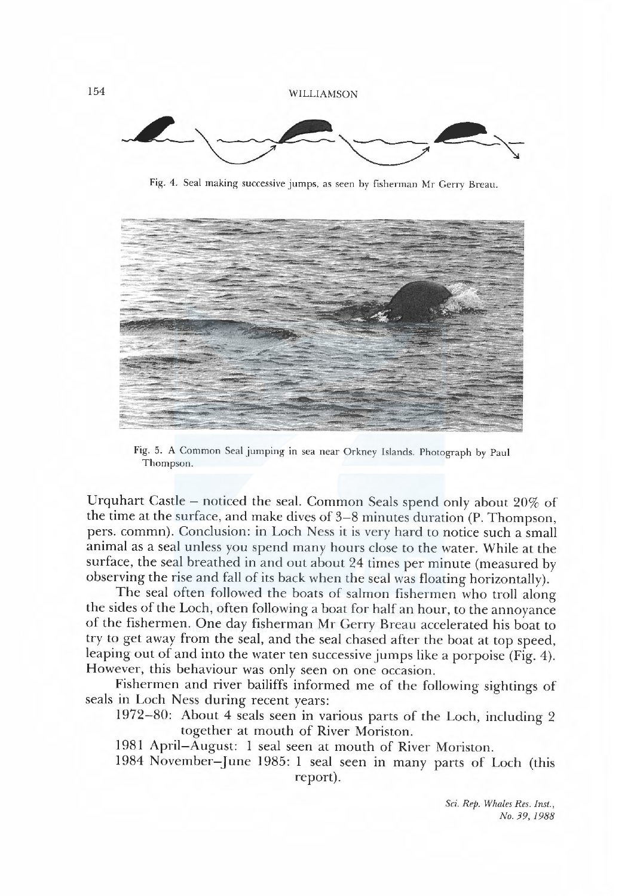Fig. 4. Seal making successive jumps, as seen by fisherman Mr Gerry Breau.

Fig. 5. A Common Seal jumping in sea near Orkney Islands. Photograph by Paul Thompson.

Urquhart Castle – noticed the seal. Common Seals spend only about 20% of the time at the surface, and make dives of 3–8 minutes duration (P. Thompson, pers. commn). Conclusion: in Loch Ness it is very hard to notice such a small animal as a seal unless you spend many hours close to the water. While at the surface, the seal breathed in and out about 24 times per minute (measured by observing the rise and fall of its back when the seal was floating horizontally).

The seal often followed the boats of salmon fishermen who troll along the sides of the Loch, often following a boat for half an hour, to the annoyance of the fishermen. One day fisherman Mr Gerry Breau accelerated his boat to try to get away from the seal, and the seal chased after the boat at top speed, leaping out of and into the water ten successive jumps like a porpoise (Fig. 4). However, this behaviour was only seen on one occasion.

Fishermen and river bailiffs informed me of the following sightings of seals in Loch Ness during recent years:

1972–80: About 4 seals seen in various parts of the Loch, including 2 together at mouth of River Moriston.

1981 April–August: 1 seal seen at mouth of River Moriston.

1984 November–June 1985: 1 seal seen in many parts of Loch (this report).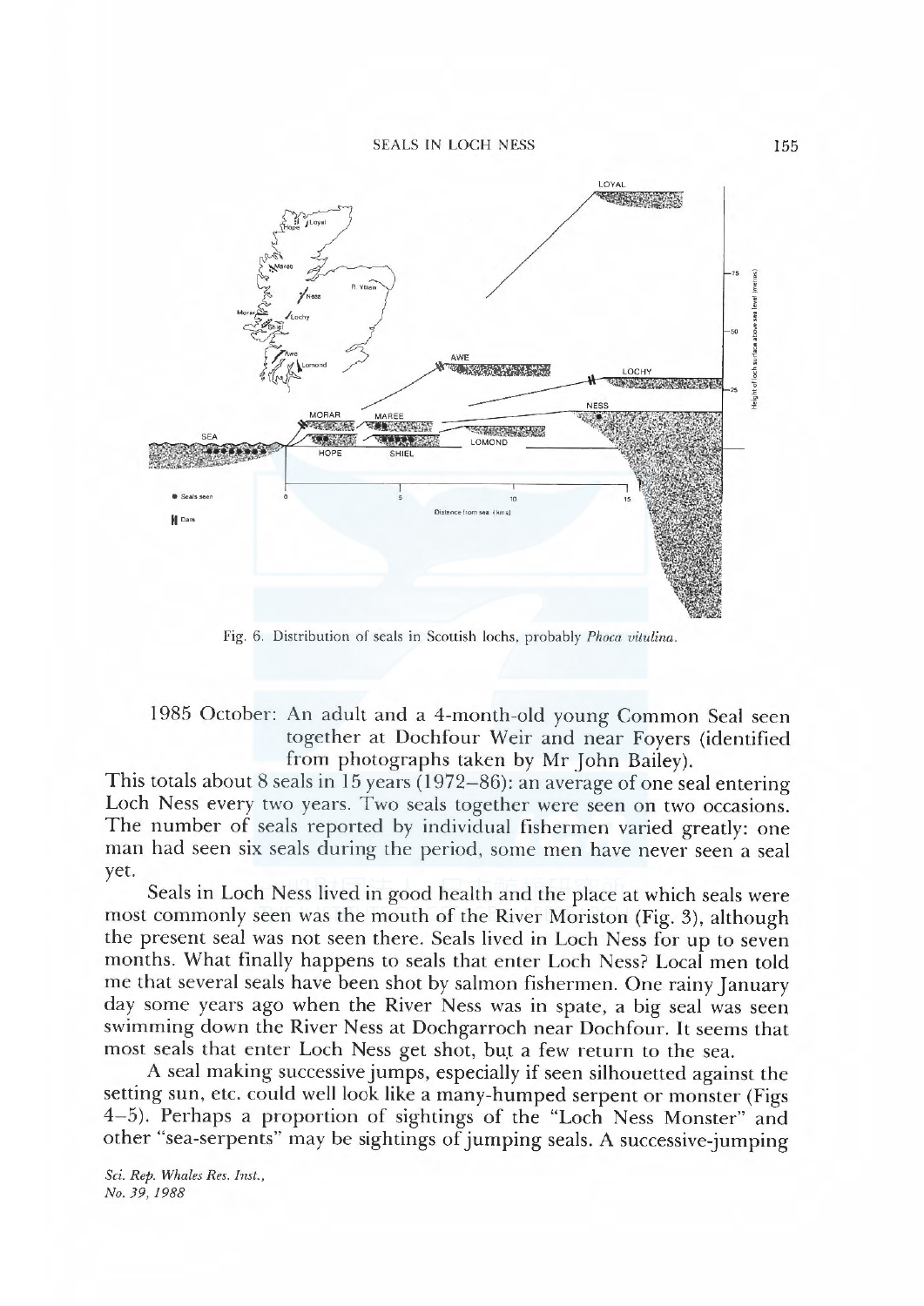Fig. 6. Distribution of seals in Scottish lochs, probably *Phoca vitulina*.

1985 October: An adult and a 4-month-old young Common Seal seen together at Dochfour Weir and near Foyers (identified from photographs taken by Mr John Bailey).

This totals about 8 seals in 15 years (1972–86): an average of one seal entering Loch Ness every two years. Two seals together were seen on two occasions. The number of seals reported by individual fishermen varied greatly: one man had seen six seals during the period, some men have never seen a seal yet.

Seals in Loch Ness lived in good health and the place at which seals were most commonly seen was the mouth of the River Moriston (Fig. 3), although the present seal was not seen there. Seals lived in Loch Ness for up to seven months. What finally happens to seals that enter Loch Ness? Local men told me that several seals have been shot by salmon fishermen. One rainy January day some years ago when the River Ness was in spate, a big seal was seen swimming down the River Ness at Dochgarroch near Dochfour. It seems that most seals that enter Loch Ness get shot, but a few return to the sea.

A seal making successive jumps, especially if seen silhouetted against the setting sun, etc. could well look like a many-humped serpent or monster (Figs 4–5). Perhaps a proportion of sightings of the "Loch Ness Monster" and other "sea-serpents" may be sightings of jumping seals. A successive-jumping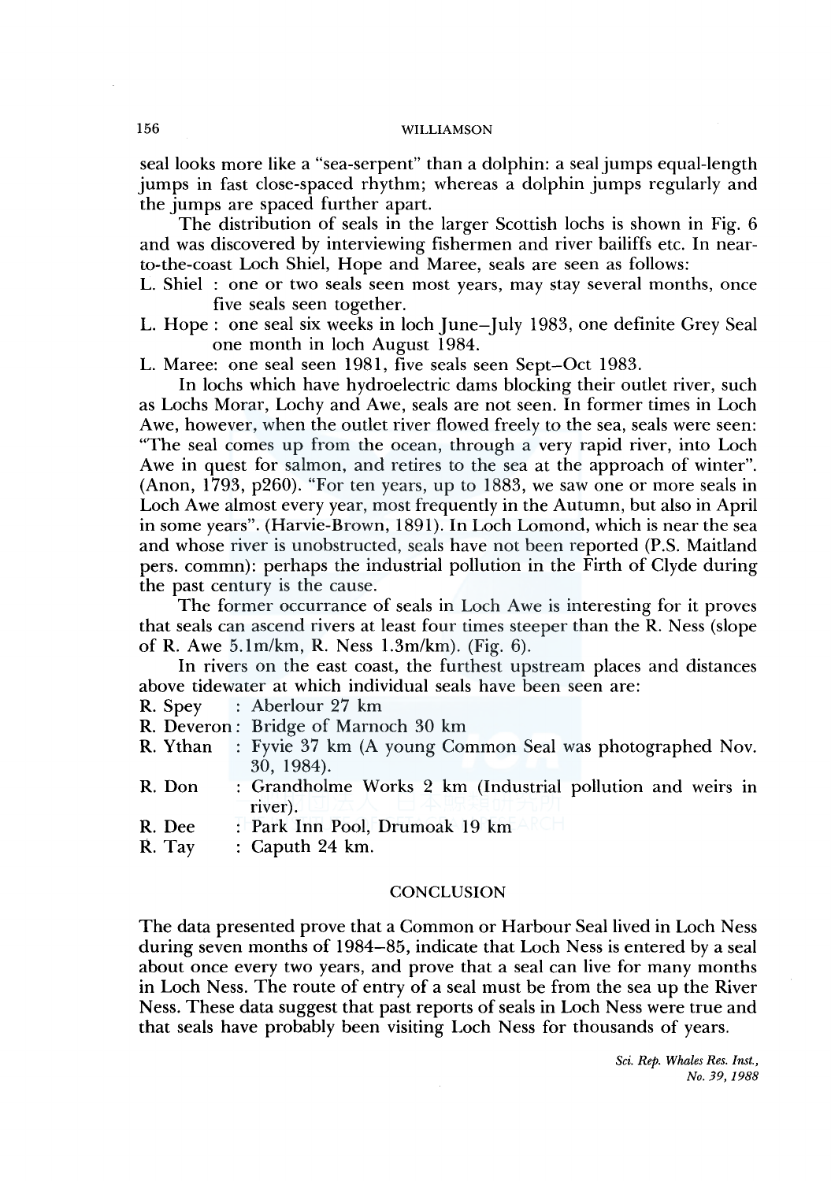seal looks more like a "sea-serpent" than a dolphin: a seal jumps equal-length jumps in fast close-spaced rhythm; whereas a dolphin jumps regularly and the jumps are spaced further apart.

The distribution of seals in the larger Scottish lochs is shown in Fig. 6 and was discovered by interviewing fishermen and river bailiffs etc. In near-to-the-coast Loch Shiel, Hope and Maree, seals are seen as follows:

L. Shiel : one or two seals seen most years, may stay several months, once five seals seen together.

L. Hope : one seal six weeks in loch June–July 1983, one definite Grey Seal one month in loch August 1984.

L. Maree: one seal seen 1981, five seals seen Sept–Oct 1983.

In lochs which have hydroelectric dams blocking their outlet river, such as Lochs Morar, Lochy and Awe, seals are not seen. In former times in Loch Awe, however, when the outlet river flowed freely to the sea, seals were seen: "The seal comes up from the ocean, through a very rapid river, into Loch Awe in quest for salmon, and retires to the sea at the approach of winter". (Anon, 1793, p260). "For ten years, up to 1883, we saw one or more seals in Loch Awe almost every year, most frequently in the Autumn, but also in April in some years". (Harvie-Brown, 1891). In Loch Lomond, which is near the sea and whose river is unobstructed, seals have not been reported (P.S. Maitland pers. commn): perhaps the industrial pollution in the Firth of Clyde during the past century is the cause.

The former occurrance of seals in Loch Awe is interesting for it proves that seals can ascend rivers at least four times steeper than the R. Ness (slope of R. Awe 5.1m/km, R. Ness 1.3m/km). (Fig. 6).

In rivers on the east coast, the furthest upstream places and distances above tidewater at which individual seals have been seen are:

R. Spey : Aberlour 27 km

R. Deveron : Bridge of Marnoch 30 km

R. Ythan : Fyvie 37 km (A young Common Seal was photographed Nov. 30, 1984).

R. Don : Grandholme Works 2 km (Industrial pollution and weirs in river).

R. Dee : Park Inn Pool, Drumoak 19 km

R. Tay : Caputh 24 km.

## CONCLUSION

The data presented prove that a Common or Harbour Seal lived in Loch Ness during seven months of 1984–85, indicate that Loch Ness is entered by a seal about once every two years, and prove that a seal can live for many months in Loch Ness. The route of entry of a seal must be from the sea up the River Ness. These data suggest that past reports of seals in Loch Ness were true and that seals have probably been visiting Loch Ness for thousands of years.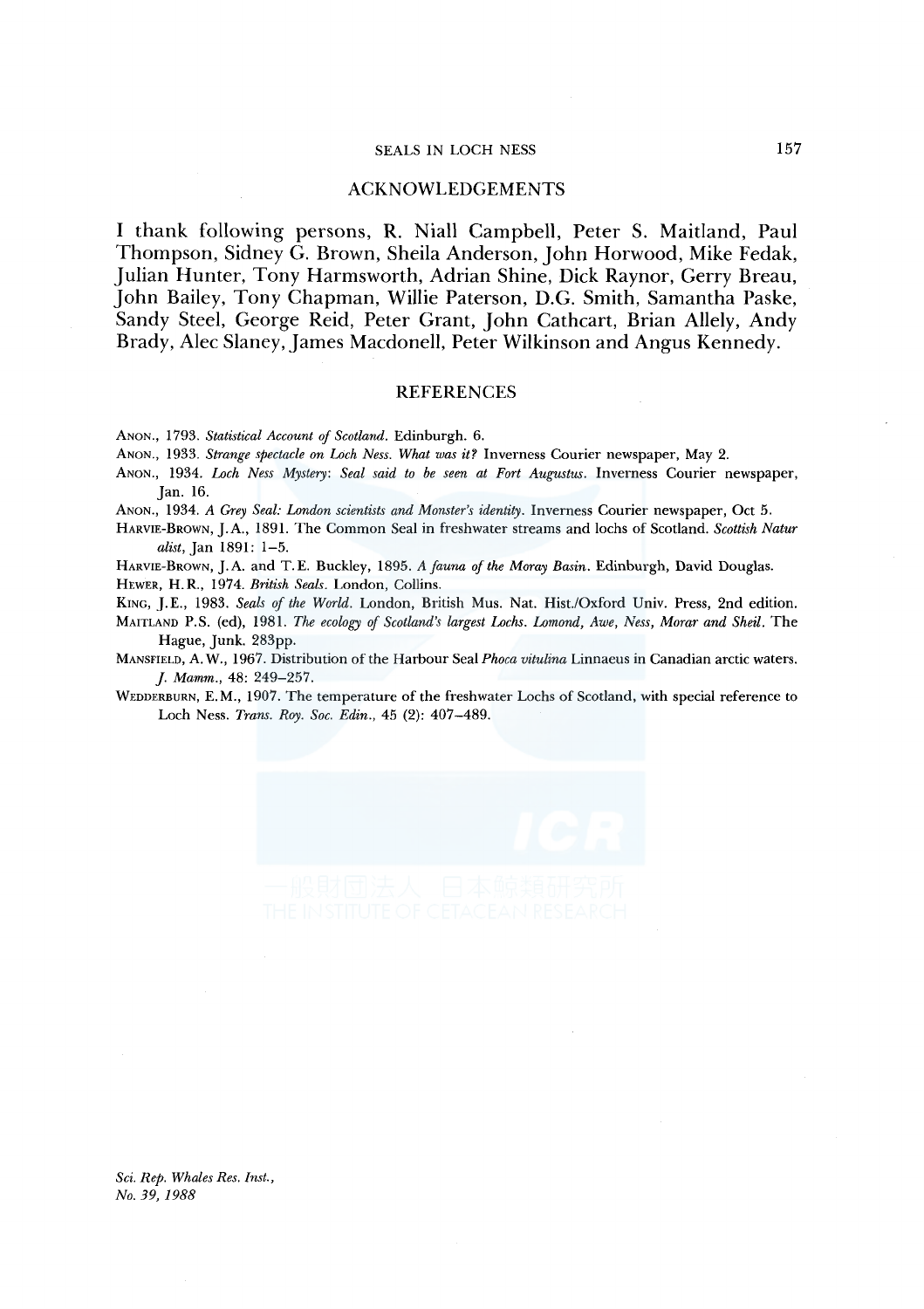## ACKNOWLEDGEMENTS

I thank following persons, R. Niall Campbell, Peter S. Maitland, Paul Thompson, Sidney G. Brown, Sheila Anderson, John Horwood, Mike Fedak, Julian Hunter, Tony Harmsworth, Adrian Shine, Dick Raynor, Gerry Breau, John Bailey, Tony Chapman, Willie Paterson, D.G. Smith, Samantha Paske, Sandy Steel, George Reid, Peter Grant, John Cathcart, Brian Allely, Andy Brady, Alec Slaney, James Macdonell, Peter Wilkinson and Angus Kennedy.

## REFERENCES

ANON., 1793. *Statistical Account of Scotland*. Edinburgh. 6.

ANON., 1933. *Strange spectacle on Loch Ness. What was it?* Inverness Courier newspaper, May 2.

ANON., 1934. *Loch Ness Mystery: Seal said to be seen at Fort Augustus*. Inverness Courier newspaper, Jan. 16.

ANON., 1934. *A Grey Seal: London scientists and Monster's identity*. Inverness Courier newspaper, Oct 5.

HARVIE-BROWN, J.A., 1891. The Common Seal in freshwater streams and lochs of Scotland. *Scottish Naturalist*, Jan 1891: 1–5.

HARVIE-BROWN, J.A. and T.E. Buckley, 1895. *A fauna of the Moray Basin*. Edinburgh, David Douglas.

HEWER, H.R., 1974. *British Seals*. London, Collins.

KING, J.E., 1983. *Seals of the World*. London, British Mus. Nat. Hist./Oxford Univ. Press, 2nd edition.

MAITLAND P.S. (ed), 1981. *The ecology of Scotland's largest Lochs. Lomond, Awe, Ness, Morar and Sheil*. The Hague, Junk. 283pp.

MANSFIELD, A.W., 1967. Distribution of the Harbour Seal *Phoca vitulina* Linnaeus in Canadian arctic waters. *J. Mamm.*, 48: 249–257.

WEDDERBURN, E.M., 1907. The temperature of the freshwater Lochs of Scotland, with special reference to Loch Ness. *Trans. Roy. Soc. Edin.*, 45 (2): 407–489.